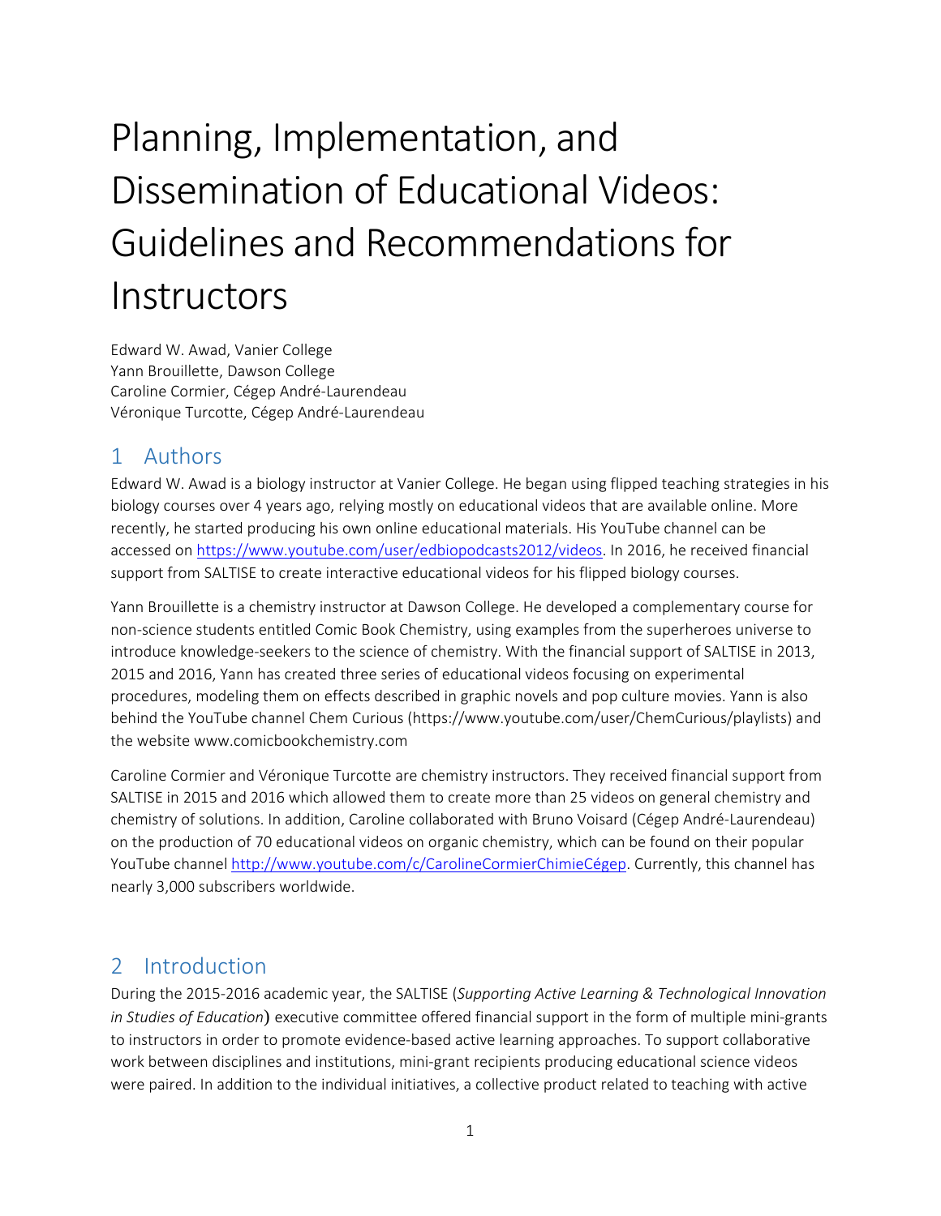# Planning, Implementation, and Dissemination of Educational Videos: Guidelines and Recommendations for Instructors

Edward W. Awad, Vanier College
Yann Brouillette, Dawson College
Caroline Cormier, Cégep André-Laurendeau
Véronique Turcotte, Cégep André-Laurendeau

## 1 Authors

Edward W. Awad is a biology instructor at Vanier College. He began using flipped teaching strategies in his biology courses over 4 years ago, relying mostly on educational videos that are available online. More recently, he started producing his own online educational materials. His YouTube channel can be accessed on [https://www.youtube.com/user/edbiopodcasts2012/videos](https://www.youtube.com/user/edbiopodcasts2012/videos). In 2016, he received financial support from SALTISE to create interactive educational videos for his flipped biology courses.

Yann Brouillette is a chemistry instructor at Dawson College. He developed a complementary course for non-science students entitled Comic Book Chemistry, using examples from the superheroes universe to introduce knowledge-seekers to the science of chemistry. With the financial support of SALTISE in 2013, 2015 and 2016, Yann has created three series of educational videos focusing on experimental procedures, modeling them on effects described in graphic novels and pop culture movies. Yann is also behind the YouTube channel Chem Curious (https://www.youtube.com/user/ChemCurious/playlists) and the website www.comicbookchemistry.com

Caroline Cormier and Véronique Turcotte are chemistry instructors. They received financial support from SALTISE in 2015 and 2016 which allowed them to create more than 25 videos on general chemistry and chemistry of solutions. In addition, Caroline collaborated with Bruno Voisard (Cégep André-Laurendeau) on the production of 70 educational videos on organic chemistry, which can be found on their popular YouTube channel [http://www.youtube.com/c/CarolineCormierChimieCégep](http://www.youtube.com/c/CarolineCormierChimieCégep). Currently, this channel has nearly 3,000 subscribers worldwide.

## 2 Introduction

During the 2015-2016 academic year, the SALTISE (*Supporting Active Learning & Technological Innovation in Studies of Education*) executive committee offered financial support in the form of multiple mini-grants to instructors in order to promote evidence-based active learning approaches. To support collaborative work between disciplines and institutions, mini-grant recipients producing educational science videos were paired. In addition to the individual initiatives, a collective product related to teaching with active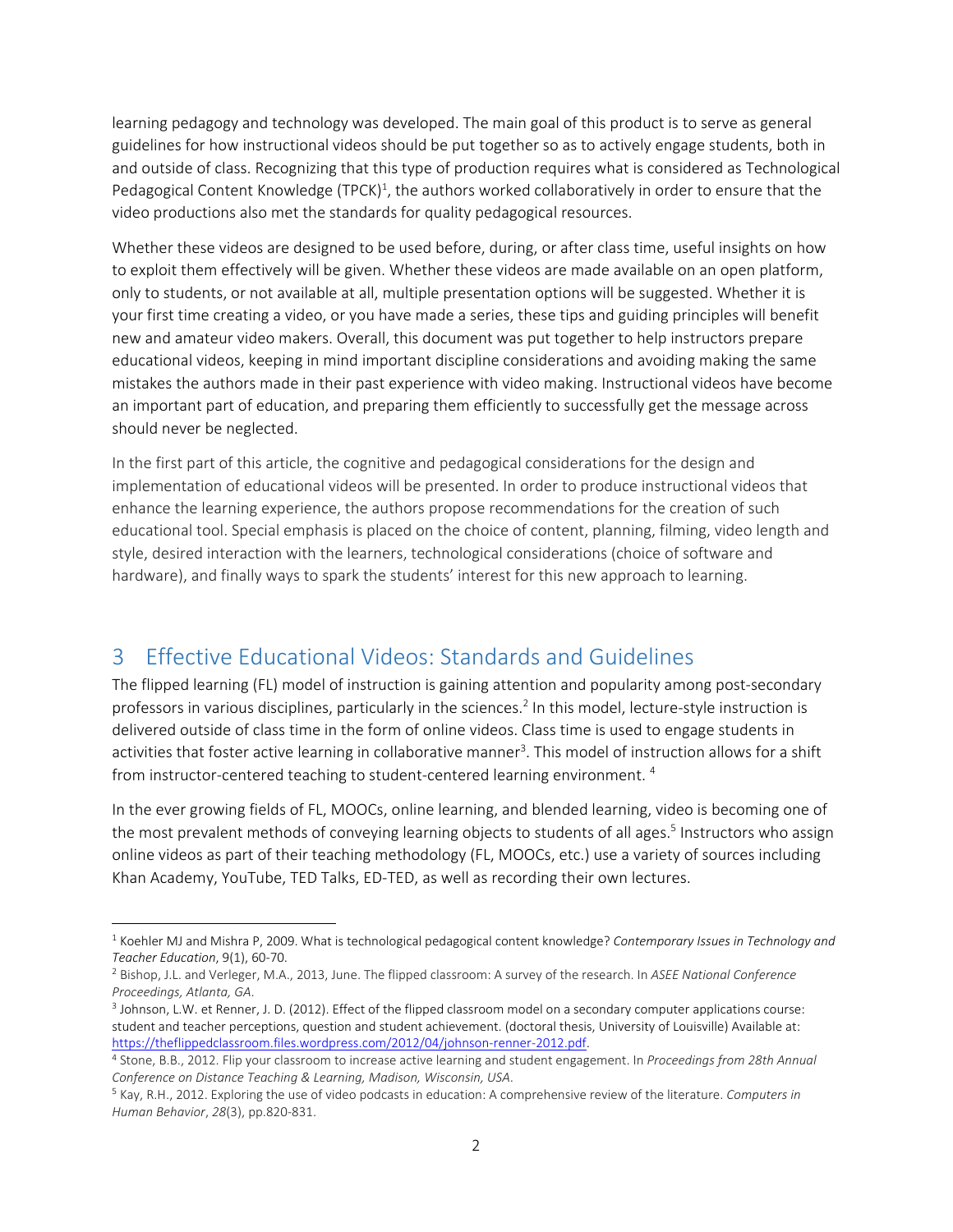learning pedagogy and technology was developed. The main goal of this product is to serve as general guidelines for how instructional videos should be put together so as to actively engage students, both in and outside of class. Recognizing that this type of production requires what is considered as Technological Pedagogical Content Knowledge (TPCK)[1], the authors worked collaboratively in order to ensure that the video productions also met the standards for quality pedagogical resources.

Whether these videos are designed to be used before, during, or after class time, useful insights on how to exploit them effectively will be given. Whether these videos are made available on an open platform, only to students, or not available at all, multiple presentation options will be suggested. Whether it is your first time creating a video, or you have made a series, these tips and guiding principles will benefit new and amateur video makers. Overall, this document was put together to help instructors prepare educational videos, keeping in mind important discipline considerations and avoiding making the same mistakes the authors made in their past experience with video making. Instructional videos have become an important part of education, and preparing them efficiently to successfully get the message across should never be neglected.

In the first part of this article, the cognitive and pedagogical considerations for the design and implementation of educational videos will be presented. In order to produce instructional videos that enhance the learning experience, the authors propose recommendations for the creation of such educational tool. Special emphasis is placed on the choice of content, planning, filming, video length and style, desired interaction with the learners, technological considerations (choice of software and hardware), and finally ways to spark the students' interest for this new approach to learning.

# 3 Effective Educational Videos: Standards and Guidelines

The flipped learning (FL) model of instruction is gaining attention and popularity among post-secondary professors in various disciplines, particularly in the sciences.[2] In this model, lecture-style instruction is delivered outside of class time in the form of online videos. Class time is used to engage students in activities that foster active learning in collaborative manner[3]. This model of instruction allows for a shift from instructor-centered teaching to student-centered learning environment. [4]

In the ever growing fields of FL, MOOCs, online learning, and blended learning, video is becoming one of the most prevalent methods of conveying learning objects to students of all ages.[5] Instructors who assign online videos as part of their teaching methodology (FL, MOOCs, etc.) use a variety of sources including Khan Academy, YouTube, TED Talks, ED-TED, as well as recording their own lectures.

---

[1] Koehler MJ and Mishra P, 2009. What is technological pedagogical content knowledge? *Contemporary Issues in Technology and Teacher Education*, 9(1), 60-70.

[2] Bishop, J.L. and Verleger, M.A., 2013, June. The flipped classroom: A survey of the research. In *ASEE National Conference Proceedings, Atlanta, GA*.

[3] Johnson, L.W. et Renner, J. D. (2012). Effect of the flipped classroom model on a secondary computer applications course: student and teacher perceptions, question and student achievement. (doctoral thesis, University of Louisville) Available at: https://theflippedclassroom.files.wordpress.com/2012/04/johnson-renner-2012.pdf.

[4] Stone, B.B., 2012. Flip your classroom to increase active learning and student engagement. In *Proceedings from 28th Annual Conference on Distance Teaching & Learning, Madison, Wisconsin, USA*.

[5] Kay, R.H., 2012. Exploring the use of video podcasts in education: A comprehensive review of the literature. *Computers in Human Behavior*, *28*(3), pp.820-831.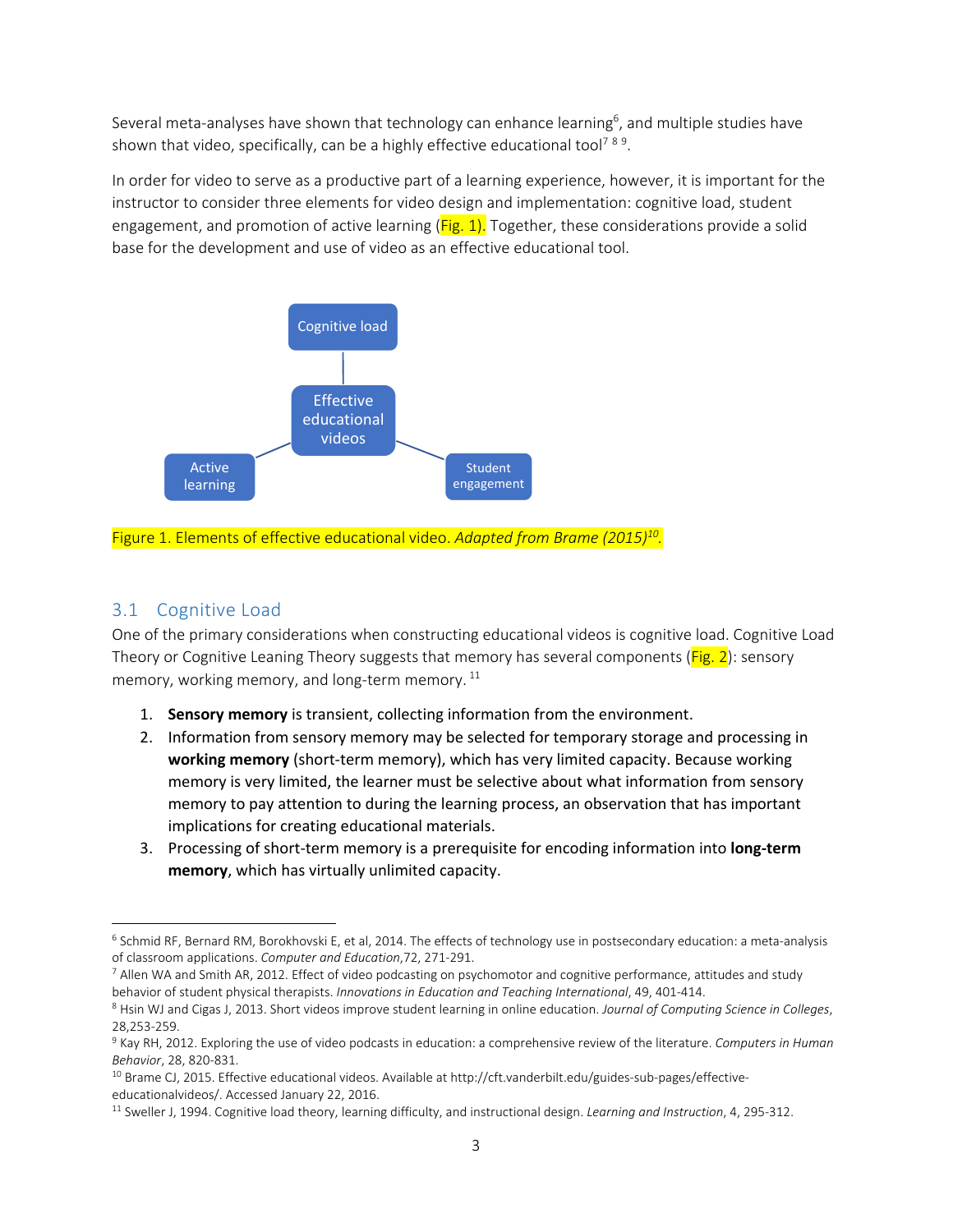Several meta-analyses have shown that technology can enhance learning[6], and multiple studies have shown that video, specifically, can be a highly effective educational tool[7] [8] [9].

In order for video to serve as a productive part of a learning experience, however, it is important for the instructor to consider three elements for video design and implementation: cognitive load, student engagement, and promotion of active learning (Fig. 1). Together, these considerations provide a solid base for the development and use of video as an effective educational tool.

Cognitive load

Effective educational videos

Active learning

Student engagement

Figure 1. Elements of effective educational video. *Adapted from Brame (2015)*[10].

## 3.1 Cognitive Load

One of the primary considerations when constructing educational videos is cognitive load. Cognitive Load Theory or Cognitive Leaning Theory suggests that memory has several components (Fig. 2): sensory memory, working memory, and long-term memory. [11]

1. **Sensory memory** is transient, collecting information from the environment.
2. Information from sensory memory may be selected for temporary storage and processing in **working memory** (short-term memory), which has very limited capacity. Because working memory is very limited, the learner must be selective about what information from sensory memory to pay attention to during the learning process, an observation that has important implications for creating educational materials.
3. Processing of short-term memory is a prerequisite for encoding information into **long-term memory**, which has virtually unlimited capacity.

---

[6] Schmid RF, Bernard RM, Borokhovski E, et al, 2014. The effects of technology use in postsecondary education: a meta-analysis of classroom applications. *Computer and Education*,72, 271-291.

[7] Allen WA and Smith AR, 2012. Effect of video podcasting on psychomotor and cognitive performance, attitudes and study behavior of student physical therapists. *Innovations in Education and Teaching International*, 49, 401-414.

[8] Hsin WJ and Cigas J, 2013. Short videos improve student learning in online education. *Journal of Computing Science in Colleges*, 28,253-259.

[9] Kay RH, 2012. Exploring the use of video podcasts in education: a comprehensive review of the literature. *Computers in Human Behavior*, 28, 820-831.

[10] Brame CJ, 2015. Effective educational videos. Available at http://cft.vanderbilt.edu/guides-sub-pages/effective-educationalvideos/. Accessed January 22, 2016.

[11] Sweller J, 1994. Cognitive load theory, learning difficulty, and instructional design. *Learning and Instruction*, 4, 295-312.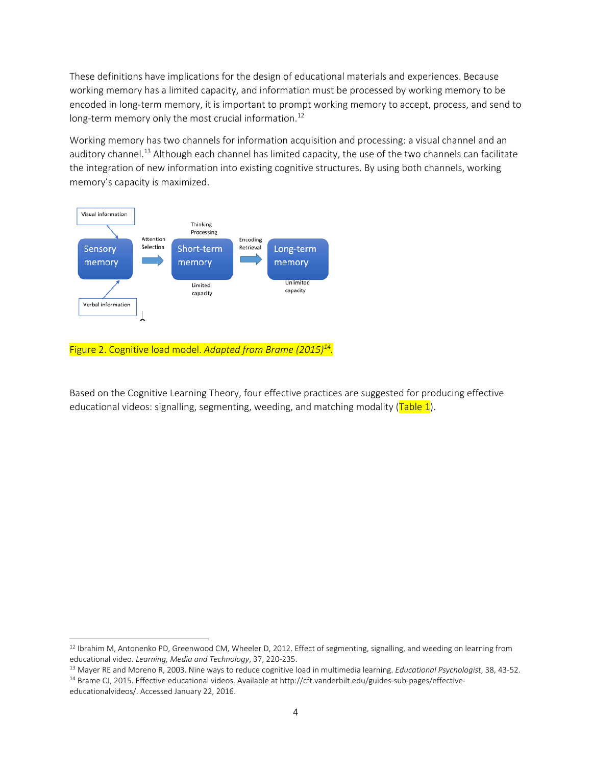These definitions have implications for the design of educational materials and experiences. Because working memory has a limited capacity, and information must be processed by working memory to be encoded in long-term memory, it is important to prompt working memory to accept, process, and send to long-term memory only the most crucial information.[12]

Working memory has two channels for information acquisition and processing: a visual channel and an auditory channel.[13] Although each channel has limited capacity, the use of the two channels can facilitate the integration of new information into existing cognitive structures. By using both channels, working memory's capacity is maximized.

Figure 2. Cognitive load model. *Adapted from Brame (2015)*[14].

Based on the Cognitive Learning Theory, four effective practices are suggested for producing effective educational videos: signalling, segmenting, weeding, and matching modality (Table 1).

---

[12] Ibrahim M, Antonenko PD, Greenwood CM, Wheeler D, 2012. Effect of segmenting, signalling, and weeding on learning from educational video. *Learning, Media and Technology*, 37, 220-235.

[13] Mayer RE and Moreno R, 2003. Nine ways to reduce cognitive load in multimedia learning. *Educational Psychologist*, 38, 43-52.

[14] Brame CJ, 2015. Effective educational videos. Available at http://cft.vanderbilt.edu/guides-sub-pages/effective-educationalvideos/. Accessed January 22, 2016.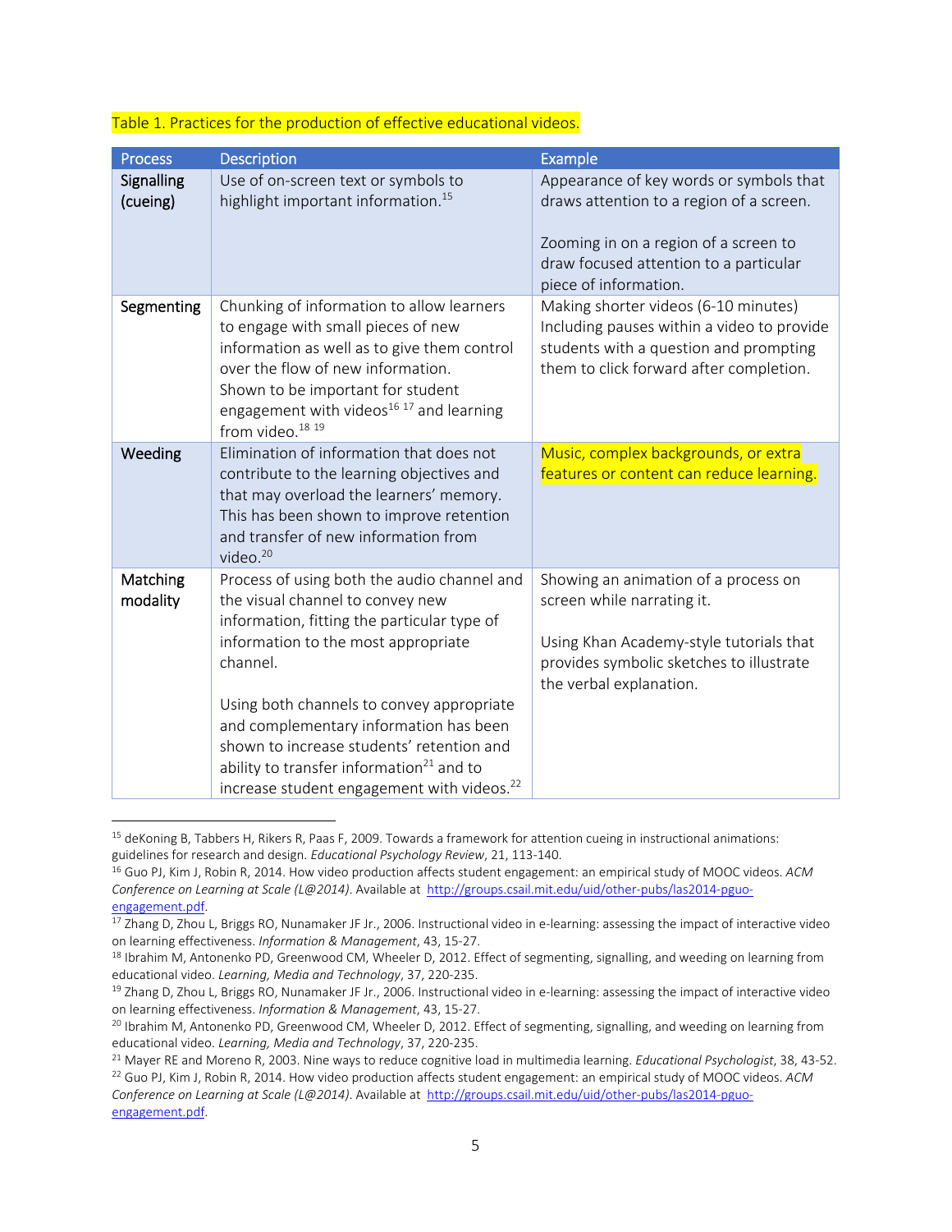Table 1. Practices for the production of effective educational videos.

| Process | Description | Example |
|---|---|---|
| **Signalling (cueing)** | Use of on-screen text or symbols to highlight important information.[15] | Appearance of key words or symbols that draws attention to a region of a screen.<br><br>Zooming in on a region of a screen to draw focused attention to a particular piece of information. |
| **Segmenting** | Chunking of information to allow learners to engage with small pieces of new information as well as to give them control over the flow of new information. Shown to be important for student engagement with videos[16] [17] and learning from video.[18] [19] | Making shorter videos (6-10 minutes) Including pauses within a video to provide students with a question and prompting them to click forward after completion. |
| **Weeding** | Elimination of information that does not contribute to the learning objectives and that may overload the learners' memory. This has been shown to improve retention and transfer of new information from video.[20] | Music, complex backgrounds, or extra features or content can reduce learning. |
| **Matching modality** | Process of using both the audio channel and the visual channel to convey new information, fitting the particular type of information to the most appropriate channel.<br><br>Using both channels to convey appropriate and complementary information has been shown to increase students' retention and ability to transfer information[21] and to increase student engagement with videos.[22] | Showing an animation of a process on screen while narrating it.<br><br>Using Khan Academy-style tutorials that provides symbolic sketches to illustrate the verbal explanation. |

---

[15] deKoning B, Tabbers H, Rikers R, Paas F, 2009. Towards a framework for attention cueing in instructional animations: guidelines for research and design. *Educational Psychology Review*, 21, 113-140.

[16] Guo PJ, Kim J, Robin R, 2014. How video production affects student engagement: an empirical study of MOOC videos. *ACM Conference on Learning at Scale (L@2014)*. Available at http://groups.csail.mit.edu/uid/other-pubs/las2014-pguo-engagement.pdf.

[17] Zhang D, Zhou L, Briggs RO, Nunamaker JF Jr., 2006. Instructional video in e-learning: assessing the impact of interactive video on learning effectiveness. *Information & Management*, 43, 15-27.

[18] Ibrahim M, Antonenko PD, Greenwood CM, Wheeler D, 2012. Effect of segmenting, signalling, and weeding on learning from educational video. *Learning, Media and Technology*, 37, 220-235.

[19] Zhang D, Zhou L, Briggs RO, Nunamaker JF Jr., 2006. Instructional video in e-learning: assessing the impact of interactive video on learning effectiveness. *Information & Management*, 43, 15-27.

[20] Ibrahim M, Antonenko PD, Greenwood CM, Wheeler D, 2012. Effect of segmenting, signalling, and weeding on learning from educational video. *Learning, Media and Technology*, 37, 220-235.

[21] Mayer RE and Moreno R, 2003. Nine ways to reduce cognitive load in multimedia learning. *Educational Psychologist*, 38, 43-52.

[22] Guo PJ, Kim J, Robin R, 2014. How video production affects student engagement: an empirical study of MOOC videos. *ACM Conference on Learning at Scale (L@2014)*. Available at http://groups.csail.mit.edu/uid/other-pubs/las2014-pguo-engagement.pdf.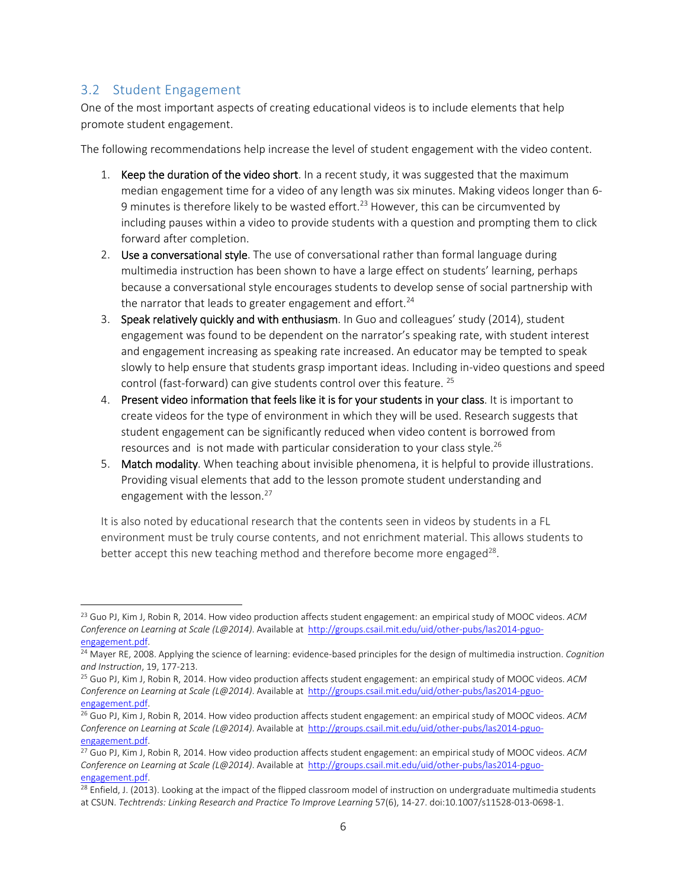## 3.2 Student Engagement

One of the most important aspects of creating educational videos is to include elements that help promote student engagement.

The following recommendations help increase the level of student engagement with the video content.

1. **Keep the duration of the video short**. In a recent study, it was suggested that the maximum median engagement time for a video of any length was six minutes. Making videos longer than 6-9 minutes is therefore likely to be wasted effort.[23] However, this can be circumvented by including pauses within a video to provide students with a question and prompting them to click forward after completion.
2. **Use a conversational style**. The use of conversational rather than formal language during multimedia instruction has been shown to have a large effect on students' learning, perhaps because a conversational style encourages students to develop sense of social partnership with the narrator that leads to greater engagement and effort.[24]
3. **Speak relatively quickly and with enthusiasm**. In Guo and colleagues' study (2014), student engagement was found to be dependent on the narrator's speaking rate, with student interest and engagement increasing as speaking rate increased. An educator may be tempted to speak slowly to help ensure that students grasp important ideas. Including in-video questions and speed control (fast-forward) can give students control over this feature. [25]
4. **Present video information that feels like it is for your students in your class**. It is important to create videos for the type of environment in which they will be used. Research suggests that student engagement can be significantly reduced when video content is borrowed from resources and is not made with particular consideration to your class style.[26]
5. **Match modality**. When teaching about invisible phenomena, it is helpful to provide illustrations. Providing visual elements that add to the lesson promote student understanding and engagement with the lesson.[27]

It is also noted by educational research that the contents seen in videos by students in a FL environment must be truly course contents, and not enrichment material. This allows students to better accept this new teaching method and therefore become more engaged[28].

---

[23] Guo PJ, Kim J, Robin R, 2014. How video production affects student engagement: an empirical study of MOOC videos. *ACM Conference on Learning at Scale (L@2014)*. Available at http://groups.csail.mit.edu/uid/other-pubs/las2014-pguo-engagement.pdf.

[24] Mayer RE, 2008. Applying the science of learning: evidence-based principles for the design of multimedia instruction. *Cognition and Instruction*, 19, 177-213.

[25] Guo PJ, Kim J, Robin R, 2014. How video production affects student engagement: an empirical study of MOOC videos. *ACM Conference on Learning at Scale (L@2014)*. Available at http://groups.csail.mit.edu/uid/other-pubs/las2014-pguo-engagement.pdf.

[26] Guo PJ, Kim J, Robin R, 2014. How video production affects student engagement: an empirical study of MOOC videos. *ACM Conference on Learning at Scale (L@2014)*. Available at http://groups.csail.mit.edu/uid/other-pubs/las2014-pguo-engagement.pdf.

[27] Guo PJ, Kim J, Robin R, 2014. How video production affects student engagement: an empirical study of MOOC videos. *ACM Conference on Learning at Scale (L@2014)*. Available at http://groups.csail.mit.edu/uid/other-pubs/las2014-pguo-engagement.pdf.

[28] Enfield, J. (2013). Looking at the impact of the flipped classroom model of instruction on undergraduate multimedia students at CSUN. *Techtrends: Linking Research and Practice To Improve Learning* 57(6), 14-27. doi:10.1007/s11528-013-0698-1.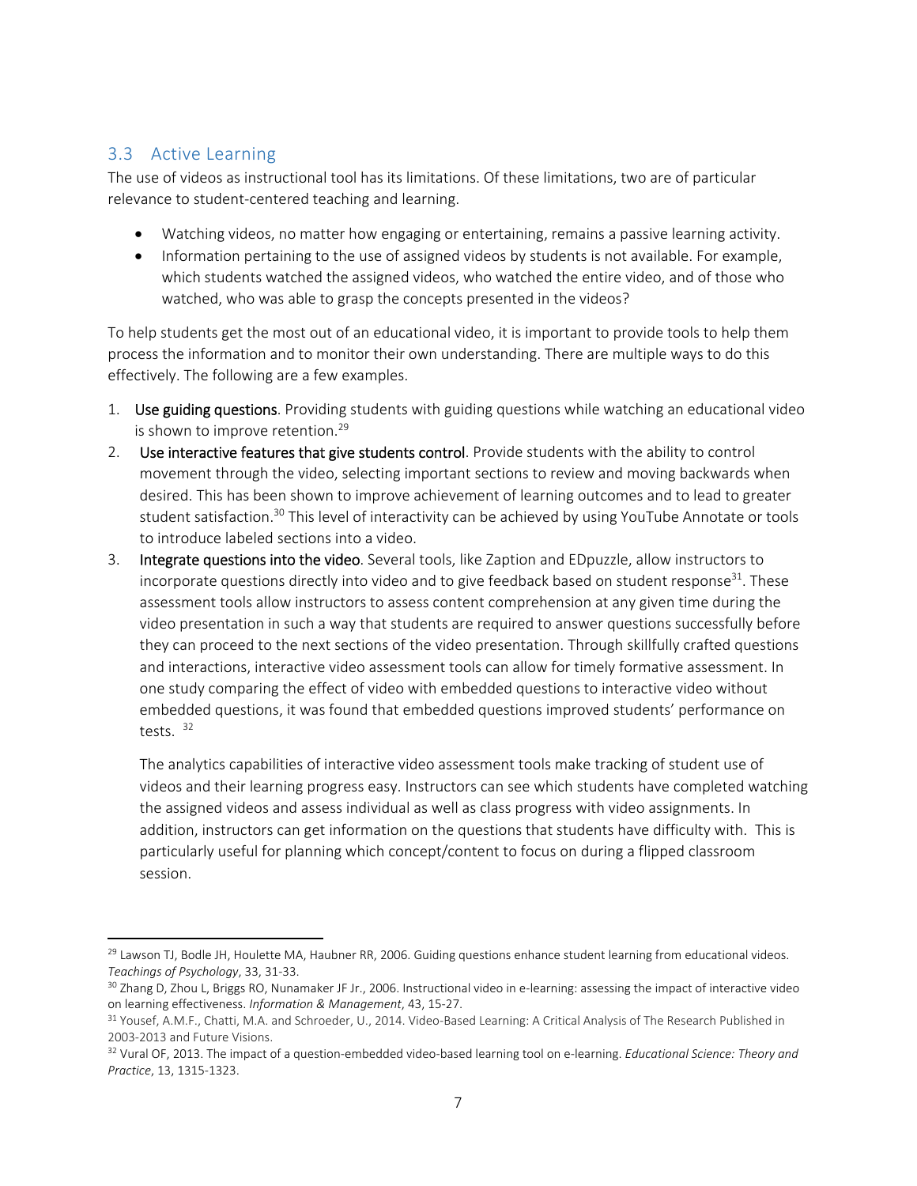## 3.3 Active Learning

The use of videos as instructional tool has its limitations. Of these limitations, two are of particular relevance to student-centered teaching and learning.

- Watching videos, no matter how engaging or entertaining, remains a passive learning activity.
- Information pertaining to the use of assigned videos by students is not available. For example, which students watched the assigned videos, who watched the entire video, and of those who watched, who was able to grasp the concepts presented in the videos?

To help students get the most out of an educational video, it is important to provide tools to help them process the information and to monitor their own understanding. There are multiple ways to do this effectively. The following are a few examples.

1. **Use guiding questions**. Providing students with guiding questions while watching an educational video is shown to improve retention.[29]
2. **Use interactive features that give students control**. Provide students with the ability to control movement through the video, selecting important sections to review and moving backwards when desired. This has been shown to improve achievement of learning outcomes and to lead to greater student satisfaction.[30] This level of interactivity can be achieved by using YouTube Annotate or tools to introduce labeled sections into a video.
3. **Integrate questions into the video**. Several tools, like Zaption and EDpuzzle, allow instructors to incorporate questions directly into video and to give feedback based on student response[31]. These assessment tools allow instructors to assess content comprehension at any given time during the video presentation in such a way that students are required to answer questions successfully before they can proceed to the next sections of the video presentation. Through skillfully crafted questions and interactions, interactive video assessment tools can allow for timely formative assessment. In one study comparing the effect of video with embedded questions to interactive video without embedded questions, it was found that embedded questions improved students' performance on tests. [32]

   The analytics capabilities of interactive video assessment tools make tracking of student use of videos and their learning progress easy. Instructors can see which students have completed watching the assigned videos and assess individual as well as class progress with video assignments. In addition, instructors can get information on the questions that students have difficulty with. This is particularly useful for planning which concept/content to focus on during a flipped classroom session.

---

[29] Lawson TJ, Bodle JH, Houlette MA, Haubner RR, 2006. Guiding questions enhance student learning from educational videos. *Teachings of Psychology*, 33, 31-33.

[30] Zhang D, Zhou L, Briggs RO, Nunamaker JF Jr., 2006. Instructional video in e-learning: assessing the impact of interactive video on learning effectiveness. *Information & Management*, 43, 15-27.

[31] Yousef, A.M.F., Chatti, M.A. and Schroeder, U., 2014. Video-Based Learning: A Critical Analysis of The Research Published in 2003-2013 and Future Visions.

[32] Vural OF, 2013. The impact of a question-embedded video-based learning tool on e-learning. *Educational Science: Theory and Practice*, 13, 1315-1323.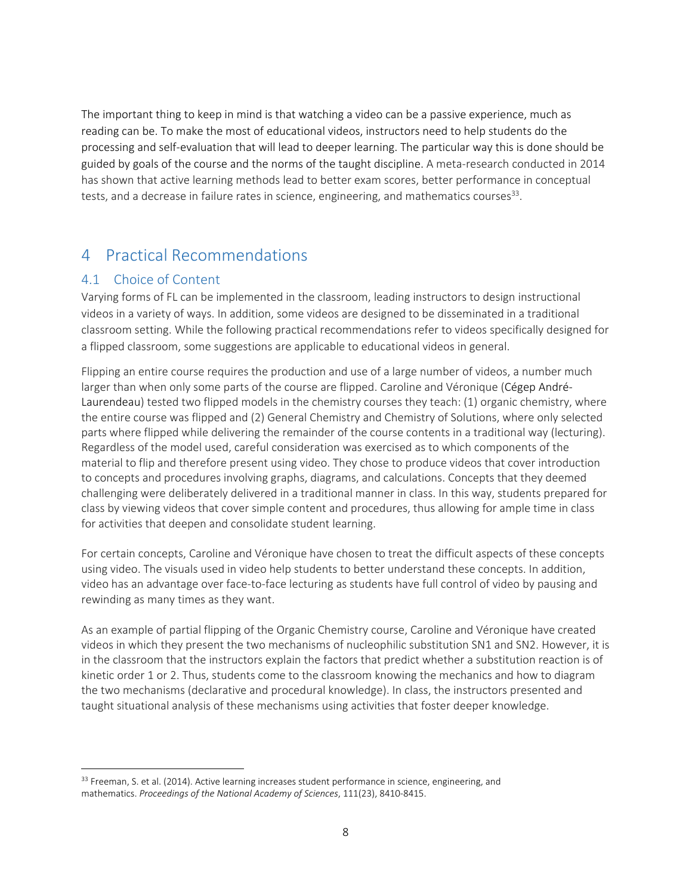The important thing to keep in mind is that watching a video can be a passive experience, much as reading can be. To make the most of educational videos, instructors need to help students do the processing and self-evaluation that will lead to deeper learning. The particular way this is done should be guided by goals of the course and the norms of the taught discipline. A meta-research conducted in 2014 has shown that active learning methods lead to better exam scores, better performance in conceptual tests, and a decrease in failure rates in science, engineering, and mathematics courses[33].

# 4 Practical Recommendations

## 4.1 Choice of Content

Varying forms of FL can be implemented in the classroom, leading instructors to design instructional videos in a variety of ways. In addition, some videos are designed to be disseminated in a traditional classroom setting. While the following practical recommendations refer to videos specifically designed for a flipped classroom, some suggestions are applicable to educational videos in general.

Flipping an entire course requires the production and use of a large number of videos, a number much larger than when only some parts of the course are flipped. Caroline and Véronique (Cégep André-Laurendeau) tested two flipped models in the chemistry courses they teach: (1) organic chemistry, where the entire course was flipped and (2) General Chemistry and Chemistry of Solutions, where only selected parts where flipped while delivering the remainder of the course contents in a traditional way (lecturing). Regardless of the model used, careful consideration was exercised as to which components of the material to flip and therefore present using video. They chose to produce videos that cover introduction to concepts and procedures involving graphs, diagrams, and calculations. Concepts that they deemed challenging were deliberately delivered in a traditional manner in class. In this way, students prepared for class by viewing videos that cover simple content and procedures, thus allowing for ample time in class for activities that deepen and consolidate student learning.

For certain concepts, Caroline and Véronique have chosen to treat the difficult aspects of these concepts using video. The visuals used in video help students to better understand these concepts. In addition, video has an advantage over face-to-face lecturing as students have full control of video by pausing and rewinding as many times as they want.

As an example of partial flipping of the Organic Chemistry course, Caroline and Véronique have created videos in which they present the two mechanisms of nucleophilic substitution SN1 and SN2. However, it is in the classroom that the instructors explain the factors that predict whether a substitution reaction is of kinetic order 1 or 2. Thus, students come to the classroom knowing the mechanics and how to diagram the two mechanisms (declarative and procedural knowledge). In class, the instructors presented and taught situational analysis of these mechanisms using activities that foster deeper knowledge.

---

[33] Freeman, S. et al. (2014). Active learning increases student performance in science, engineering, and mathematics. *Proceedings of the National Academy of Sciences*, 111(23), 8410-8415.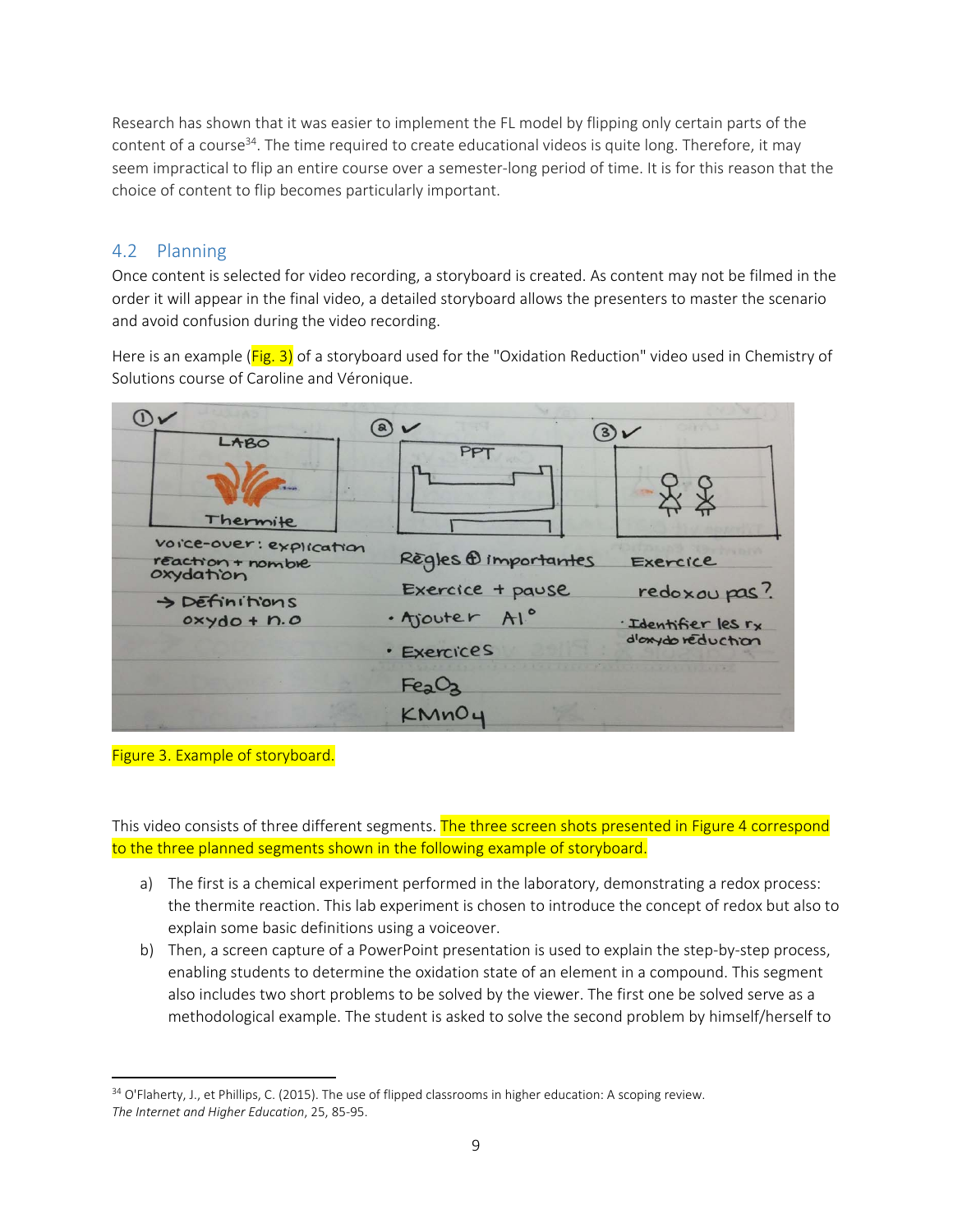Research has shown that it was easier to implement the FL model by flipping only certain parts of the content of a course[34]. The time required to create educational videos is quite long. Therefore, it may seem impractical to flip an entire course over a semester-long period of time. It is for this reason that the choice of content to flip becomes particularly important.

## 4.2 Planning

Once content is selected for video recording, a storyboard is created. As content may not be filmed in the order it will appear in the final video, a detailed storyboard allows the presenters to master the scenario and avoid confusion during the video recording.

Here is an example (Fig. 3) of a storyboard used for the "Oxidation Reduction" video used in Chemistry of Solutions course of Caroline and Véronique.

Figure 3. Example of storyboard.

This video consists of three different segments. The three screen shots presented in Figure 4 correspond to the three planned segments shown in the following example of storyboard.

a) The first is a chemical experiment performed in the laboratory, demonstrating a redox process: the thermite reaction. This lab experiment is chosen to introduce the concept of redox but also to explain some basic definitions using a voiceover.
b) Then, a screen capture of a PowerPoint presentation is used to explain the step-by-step process, enabling students to determine the oxidation state of an element in a compound. This segment also includes two short problems to be solved by the viewer. The first one be solved serve as a methodological example. The student is asked to solve the second problem by himself/herself to

[34] O'Flaherty, J., et Phillips, C. (2015). The use of flipped classrooms in higher education: A scoping review. *The Internet and Higher Education*, 25, 85-95.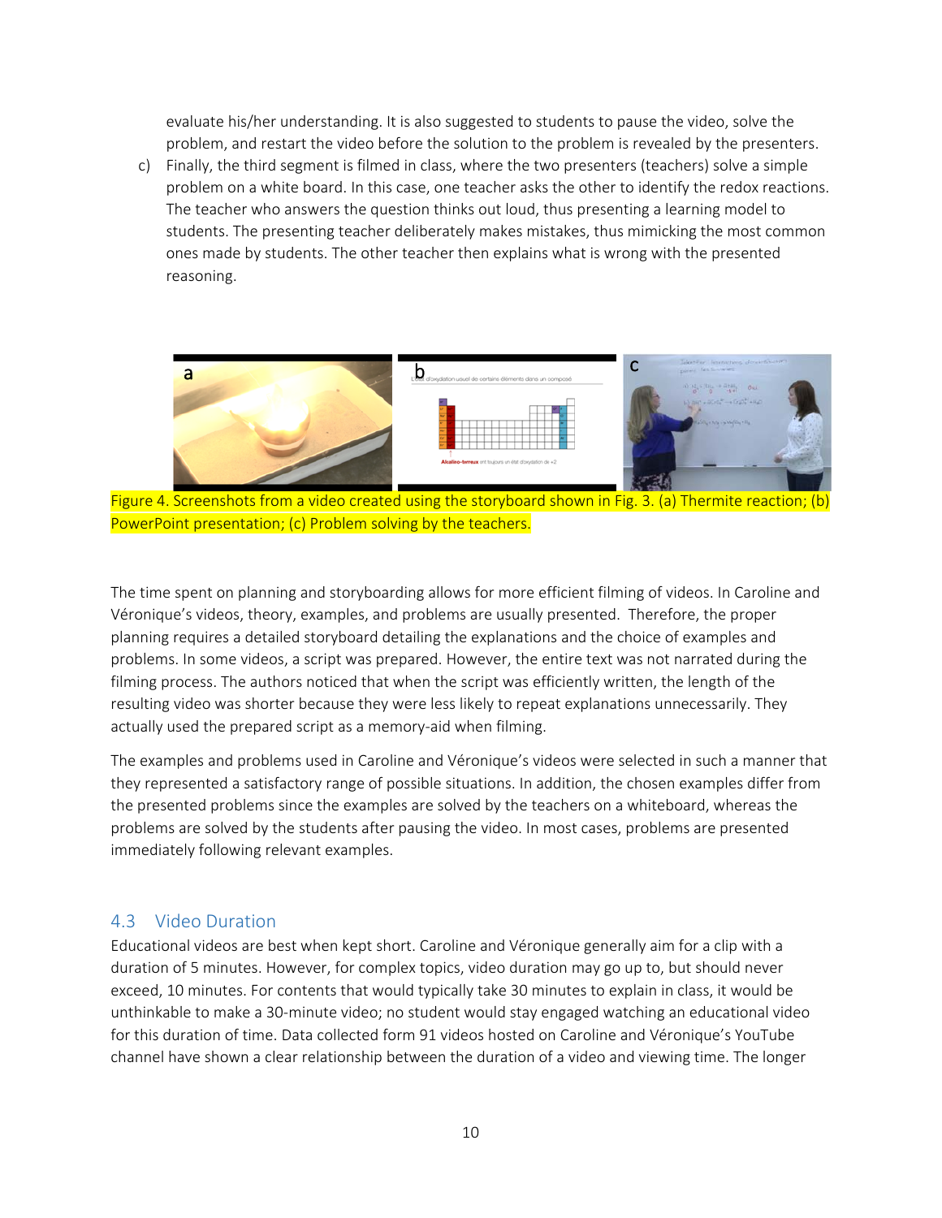evaluate his/her understanding. It is also suggested to students to pause the video, solve the problem, and restart the video before the solution to the problem is revealed by the presenters.

c) Finally, the third segment is filmed in class, where the two presenters (teachers) solve a simple problem on a white board. In this case, one teacher asks the other to identify the redox reactions. The teacher who answers the question thinks out loud, thus presenting a learning model to students. The presenting teacher deliberately makes mistakes, thus mimicking the most common ones made by students. The other teacher then explains what is wrong with the presented reasoning.

Figure 4. Screenshots from a video created using the storyboard shown in Fig. 3. (a) Thermite reaction; (b) PowerPoint presentation; (c) Problem solving by the teachers.

The time spent on planning and storyboarding allows for more efficient filming of videos. In Caroline and Véronique's videos, theory, examples, and problems are usually presented. Therefore, the proper planning requires a detailed storyboard detailing the explanations and the choice of examples and problems. In some videos, a script was prepared. However, the entire text was not narrated during the filming process. The authors noticed that when the script was efficiently written, the length of the resulting video was shorter because they were less likely to repeat explanations unnecessarily. They actually used the prepared script as a memory-aid when filming.

The examples and problems used in Caroline and Véronique's videos were selected in such a manner that they represented a satisfactory range of possible situations. In addition, the chosen examples differ from the presented problems since the examples are solved by the teachers on a whiteboard, whereas the problems are solved by the students after pausing the video. In most cases, problems are presented immediately following relevant examples.

## 4.3 Video Duration

Educational videos are best when kept short. Caroline and Véronique generally aim for a clip with a duration of 5 minutes. However, for complex topics, video duration may go up to, but should never exceed, 10 minutes. For contents that would typically take 30 minutes to explain in class, it would be unthinkable to make a 30-minute video; no student would stay engaged watching an educational video for this duration of time. Data collected form 91 videos hosted on Caroline and Véronique's YouTube channel have shown a clear relationship between the duration of a video and viewing time. The longer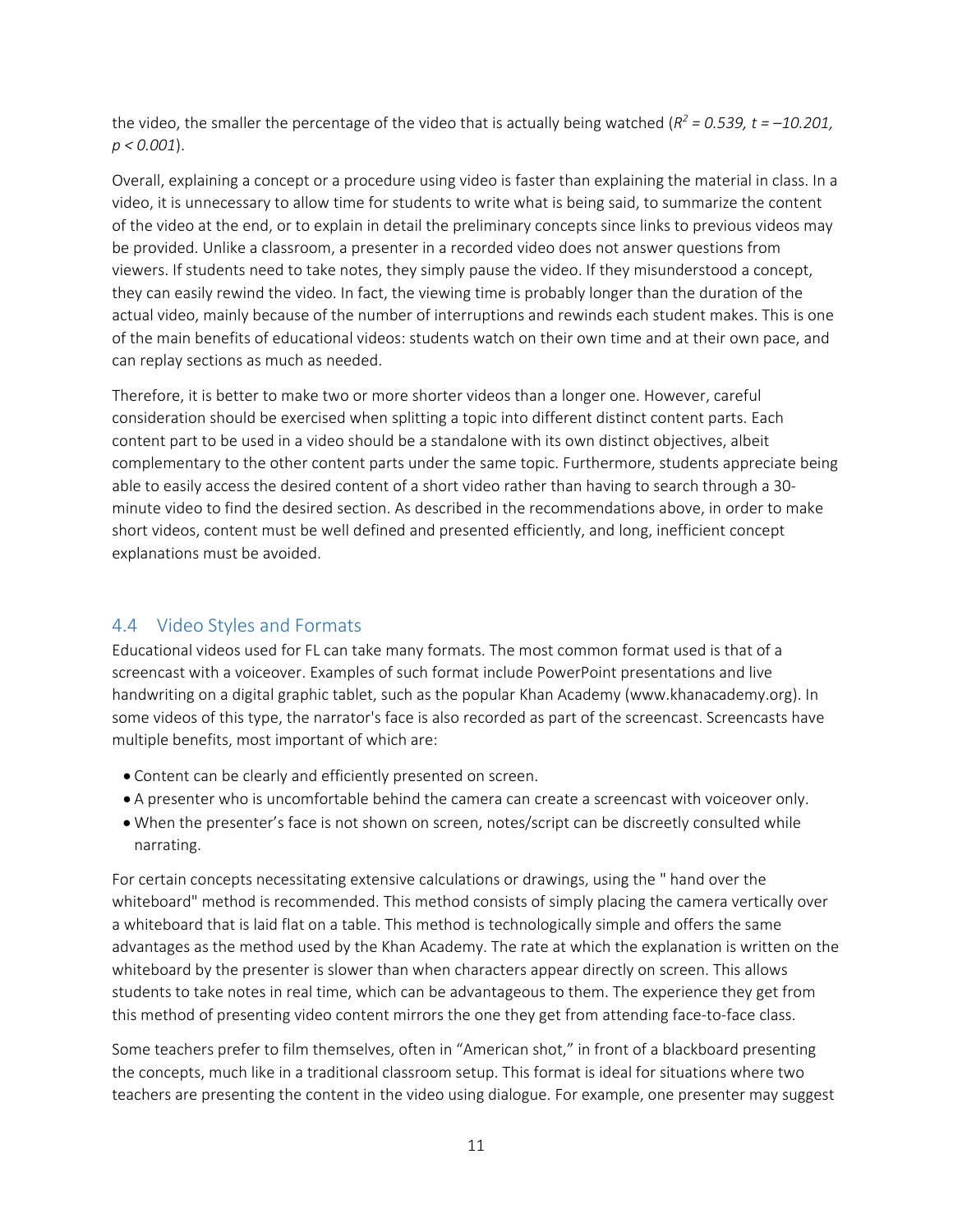the video, the smaller the percentage of the video that is actually being watched (*$R^2 = 0.539$, $t = -10.201$, $p < 0.001$*).

Overall, explaining a concept or a procedure using video is faster than explaining the material in class. In a video, it is unnecessary to allow time for students to write what is being said, to summarize the content of the video at the end, or to explain in detail the preliminary concepts since links to previous videos may be provided. Unlike a classroom, a presenter in a recorded video does not answer questions from viewers. If students need to take notes, they simply pause the video. If they misunderstood a concept, they can easily rewind the video. In fact, the viewing time is probably longer than the duration of the actual video, mainly because of the number of interruptions and rewinds each student makes. This is one of the main benefits of educational videos: students watch on their own time and at their own pace, and can replay sections as much as needed.

Therefore, it is better to make two or more shorter videos than a longer one. However, careful consideration should be exercised when splitting a topic into different distinct content parts. Each content part to be used in a video should be a standalone with its own distinct objectives, albeit complementary to the other content parts under the same topic. Furthermore, students appreciate being able to easily access the desired content of a short video rather than having to search through a 30-minute video to find the desired section. As described in the recommendations above, in order to make short videos, content must be well defined and presented efficiently, and long, inefficient concept explanations must be avoided.

## 4.4 Video Styles and Formats

Educational videos used for FL can take many formats. The most common format used is that of a screencast with a voiceover. Examples of such format include PowerPoint presentations and live handwriting on a digital graphic tablet, such as the popular Khan Academy (www.khanacademy.org). In some videos of this type, the narrator's face is also recorded as part of the screencast. Screencasts have multiple benefits, most important of which are:

- Content can be clearly and efficiently presented on screen.
- A presenter who is uncomfortable behind the camera can create a screencast with voiceover only.
- When the presenter's face is not shown on screen, notes/script can be discreetly consulted while narrating.

For certain concepts necessitating extensive calculations or drawings, using the " hand over the whiteboard" method is recommended. This method consists of simply placing the camera vertically over a whiteboard that is laid flat on a table. This method is technologically simple and offers the same advantages as the method used by the Khan Academy. The rate at which the explanation is written on the whiteboard by the presenter is slower than when characters appear directly on screen. This allows students to take notes in real time, which can be advantageous to them. The experience they get from this method of presenting video content mirrors the one they get from attending face-to-face class.

Some teachers prefer to film themselves, often in "American shot," in front of a blackboard presenting the concepts, much like in a traditional classroom setup. This format is ideal for situations where two teachers are presenting the content in the video using dialogue. For example, one presenter may suggest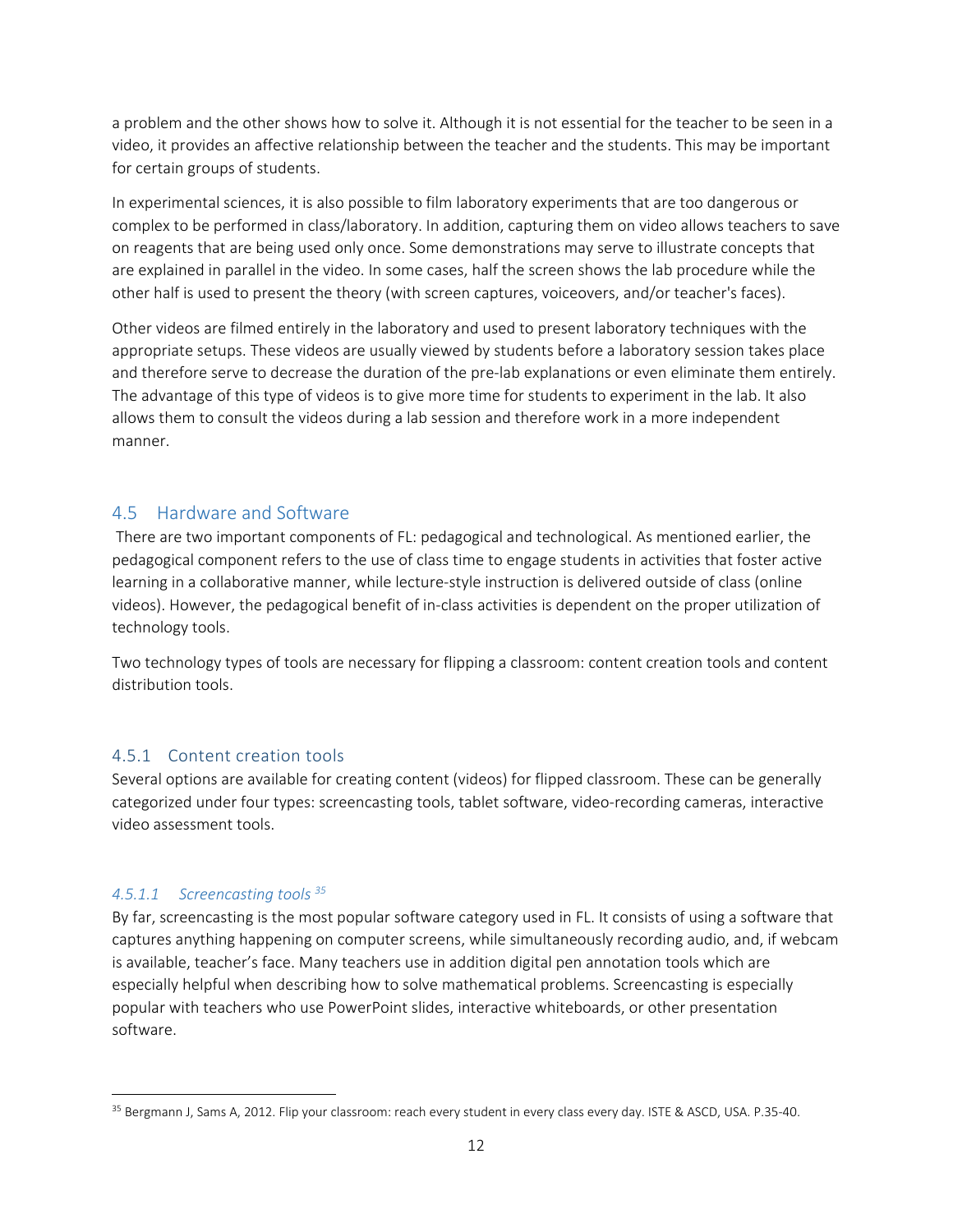a problem and the other shows how to solve it. Although it is not essential for the teacher to be seen in a video, it provides an affective relationship between the teacher and the students. This may be important for certain groups of students.

In experimental sciences, it is also possible to film laboratory experiments that are too dangerous or complex to be performed in class/laboratory. In addition, capturing them on video allows teachers to save on reagents that are being used only once. Some demonstrations may serve to illustrate concepts that are explained in parallel in the video. In some cases, half the screen shows the lab procedure while the other half is used to present the theory (with screen captures, voiceovers, and/or teacher's faces).

Other videos are filmed entirely in the laboratory and used to present laboratory techniques with the appropriate setups. These videos are usually viewed by students before a laboratory session takes place and therefore serve to decrease the duration of the pre-lab explanations or even eliminate them entirely. The advantage of this type of videos is to give more time for students to experiment in the lab. It also allows them to consult the videos during a lab session and therefore work in a more independent manner.

## 4.5 Hardware and Software

There are two important components of FL: pedagogical and technological. As mentioned earlier, the pedagogical component refers to the use of class time to engage students in activities that foster active learning in a collaborative manner, while lecture-style instruction is delivered outside of class (online videos). However, the pedagogical benefit of in-class activities is dependent on the proper utilization of technology tools.

Two technology types of tools are necessary for flipping a classroom: content creation tools and content distribution tools.

### 4.5.1 Content creation tools

Several options are available for creating content (videos) for flipped classroom. These can be generally categorized under four types: screencasting tools, tablet software, video-recording cameras, interactive video assessment tools.

#### *4.5.1.1 Screencasting tools* [35]

By far, screencasting is the most popular software category used in FL. It consists of using a software that captures anything happening on computer screens, while simultaneously recording audio, and, if webcam is available, teacher's face. Many teachers use in addition digital pen annotation tools which are especially helpful when describing how to solve mathematical problems. Screencasting is especially popular with teachers who use PowerPoint slides, interactive whiteboards, or other presentation software.

---

[35] Bergmann J, Sams A, 2012. Flip your classroom: reach every student in every class every day. ISTE & ASCD, USA. P.35-40.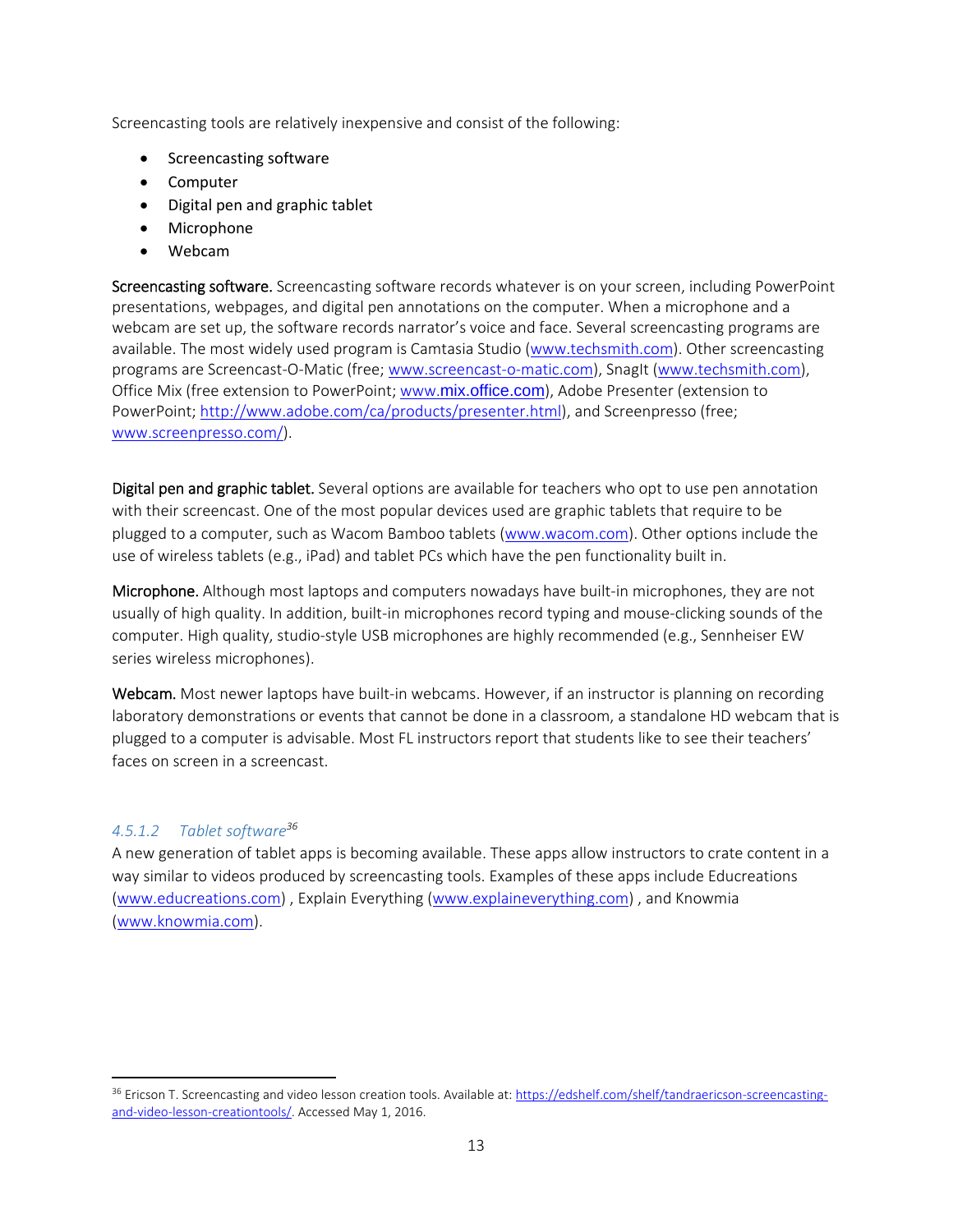Screencasting tools are relatively inexpensive and consist of the following:

- Screencasting software
- Computer
- Digital pen and graphic tablet
- Microphone
- Webcam

**Screencasting software.** Screencasting software records whatever is on your screen, including PowerPoint presentations, webpages, and digital pen annotations on the computer. When a microphone and a webcam are set up, the software records narrator's voice and face. Several screencasting programs are available. The most widely used program is Camtasia Studio (www.techsmith.com). Other screencasting programs are Screencast-O-Matic (free; www.screencast-o-matic.com), SnagIt (www.techsmith.com), Office Mix (free extension to PowerPoint; www.mix.office.com), Adobe Presenter (extension to PowerPoint; http://www.adobe.com/ca/products/presenter.html), and Screenpresso (free; www.screenpresso.com/).

**Digital pen and graphic tablet.** Several options are available for teachers who opt to use pen annotation with their screencast. One of the most popular devices used are graphic tablets that require to be plugged to a computer, such as Wacom Bamboo tablets (www.wacom.com). Other options include the use of wireless tablets (e.g., iPad) and tablet PCs which have the pen functionality built in.

**Microphone.** Although most laptops and computers nowadays have built-in microphones, they are not usually of high quality. In addition, built-in microphones record typing and mouse-clicking sounds of the computer. High quality, studio-style USB microphones are highly recommended (e.g., Sennheiser EW series wireless microphones).

**Webcam.** Most newer laptops have built-in webcams. However, if an instructor is planning on recording laboratory demonstrations or events that cannot be done in a classroom, a standalone HD webcam that is plugged to a computer is advisable. Most FL instructors report that students like to see their teachers' faces on screen in a screencast.

#### *4.5.1.2 Tablet software*[36]

A new generation of tablet apps is becoming available. These apps allow instructors to crate content in a way similar to videos produced by screencasting tools. Examples of these apps include Educreations (www.educreations.com) , Explain Everything (www.explaineverything.com) , and Knowmia (www.knowmia.com).

---

[36] Ericson T. Screencasting and video lesson creation tools. Available at: https://edshelf.com/shelf/tandraericson-screencasting-and-video-lesson-creationtools/. Accessed May 1, 2016.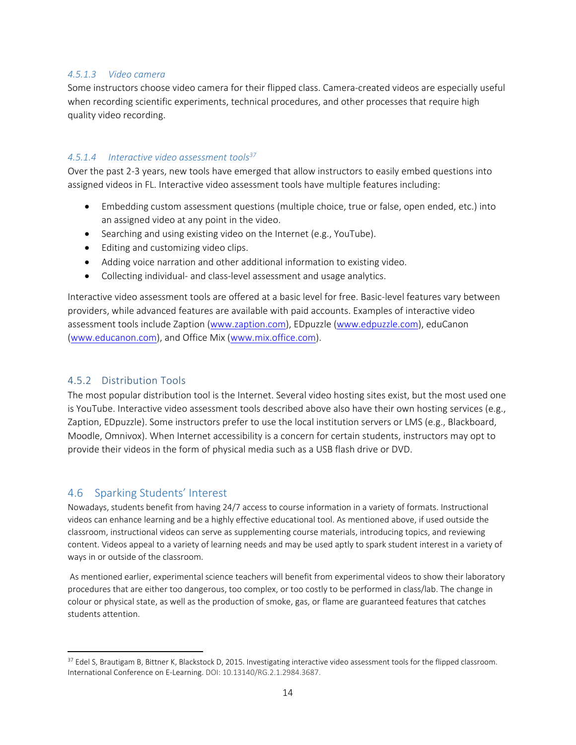#### *4.5.1.3 Video camera*

Some instructors choose video camera for their flipped class. Camera-created videos are especially useful when recording scientific experiments, technical procedures, and other processes that require high quality video recording.

#### *4.5.1.4 Interactive video assessment tools*[37]

Over the past 2-3 years, new tools have emerged that allow instructors to easily embed questions into assigned videos in FL. Interactive video assessment tools have multiple features including:

- Embedding custom assessment questions (multiple choice, true or false, open ended, etc.) into an assigned video at any point in the video.
- Searching and using existing video on the Internet (e.g., YouTube).
- Editing and customizing video clips.
- Adding voice narration and other additional information to existing video.
- Collecting individual- and class-level assessment and usage analytics.

Interactive video assessment tools are offered at a basic level for free. Basic-level features vary between providers, while advanced features are available with paid accounts. Examples of interactive video assessment tools include Zaption (www.zaption.com), EDpuzzle (www.edpuzzle.com), eduCanon (www.educanon.com), and Office Mix (www.mix.office.com).

### 4.5.2 Distribution Tools

The most popular distribution tool is the Internet. Several video hosting sites exist, but the most used one is YouTube. Interactive video assessment tools described above also have their own hosting services (e.g., Zaption, EDpuzzle). Some instructors prefer to use the local institution servers or LMS (e.g., Blackboard, Moodle, Omnivox). When Internet accessibility is a concern for certain students, instructors may opt to provide their videos in the form of physical media such as a USB flash drive or DVD.

## 4.6 Sparking Students' Interest

Nowadays, students benefit from having 24/7 access to course information in a variety of formats. Instructional videos can enhance learning and be a highly effective educational tool. As mentioned above, if used outside the classroom, instructional videos can serve as supplementing course materials, introducing topics, and reviewing content. Videos appeal to a variety of learning needs and may be used aptly to spark student interest in a variety of ways in or outside of the classroom.

As mentioned earlier, experimental science teachers will benefit from experimental videos to show their laboratory procedures that are either too dangerous, too complex, or too costly to be performed in class/lab. The change in colour or physical state, as well as the production of smoke, gas, or flame are guaranteed features that catches students attention.

---

[37] Edel S, Brautigam B, Bittner K, Blackstock D, 2015. Investigating interactive video assessment tools for the flipped classroom. International Conference on E-Learning. DOI: 10.13140/RG.2.1.2984.3687.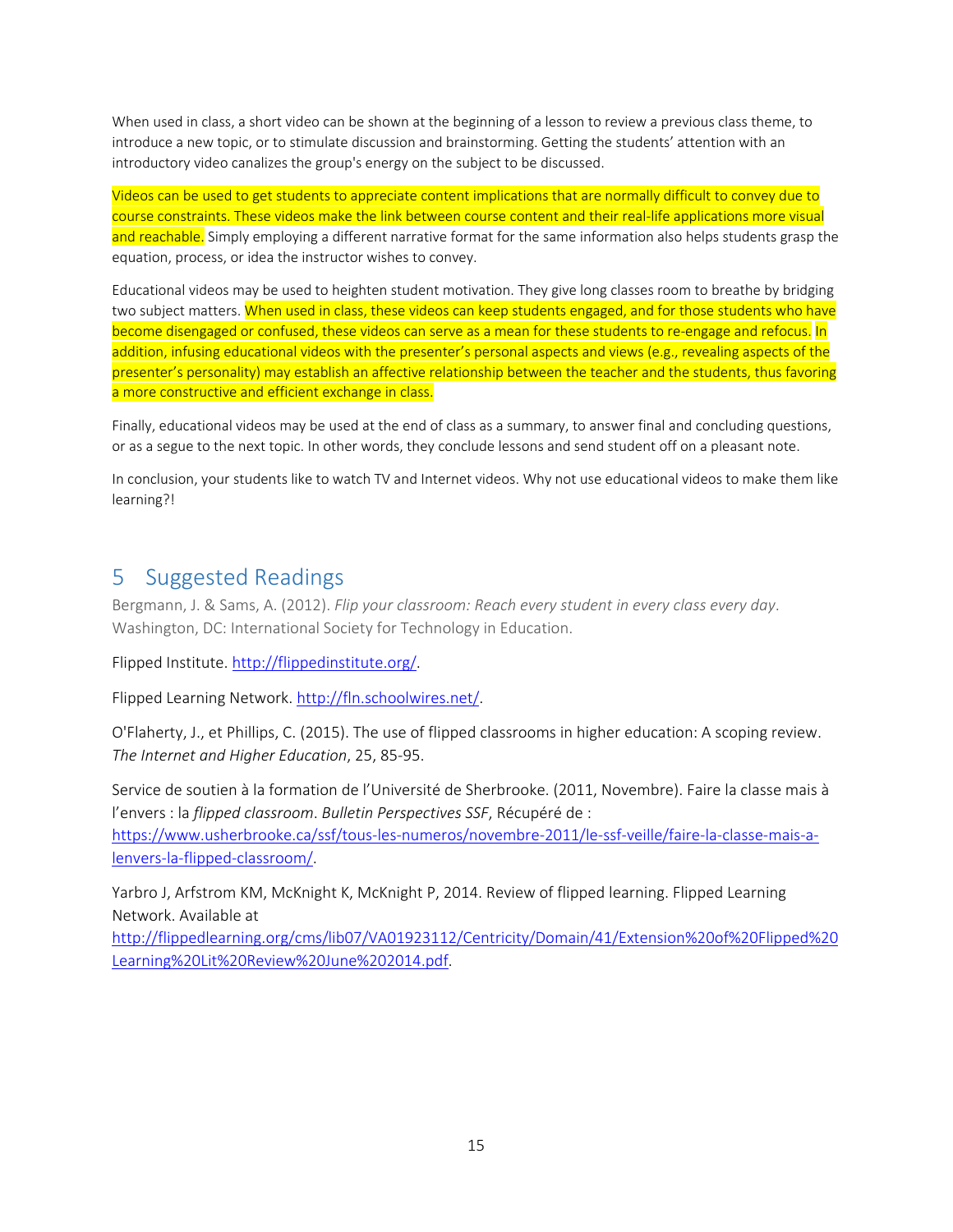When used in class, a short video can be shown at the beginning of a lesson to review a previous class theme, to introduce a new topic, or to stimulate discussion and brainstorming. Getting the students' attention with an introductory video canalizes the group's energy on the subject to be discussed.

Videos can be used to get students to appreciate content implications that are normally difficult to convey due to course constraints. These videos make the link between course content and their real-life applications more visual and reachable. Simply employing a different narrative format for the same information also helps students grasp the equation, process, or idea the instructor wishes to convey.

Educational videos may be used to heighten student motivation. They give long classes room to breathe by bridging two subject matters. When used in class, these videos can keep students engaged, and for those students who have become disengaged or confused, these videos can serve as a mean for these students to re-engage and refocus. In addition, infusing educational videos with the presenter's personal aspects and views (e.g., revealing aspects of the presenter's personality) may establish an affective relationship between the teacher and the students, thus favoring a more constructive and efficient exchange in class.

Finally, educational videos may be used at the end of class as a summary, to answer final and concluding questions, or as a segue to the next topic. In other words, they conclude lessons and send student off on a pleasant note.

In conclusion, your students like to watch TV and Internet videos. Why not use educational videos to make them like learning?!

# 5 Suggested Readings

Bergmann, J. & Sams, A. (2012). *Flip your classroom: Reach every student in every class every day*. Washington, DC: International Society for Technology in Education.

Flipped Institute. http://flippedinstitute.org/.

Flipped Learning Network. http://fln.schoolwires.net/.

O'Flaherty, J., et Phillips, C. (2015). The use of flipped classrooms in higher education: A scoping review. *The Internet and Higher Education*, 25, 85-95.

Service de soutien à la formation de l'Université de Sherbrooke. (2011, Novembre). Faire la classe mais à l'envers : la *flipped classroom*. *Bulletin Perspectives SSF*, Récupéré de : https://www.usherbrooke.ca/ssf/tous-les-numeros/novembre-2011/le-ssf-veille/faire-la-classe-mais-a-lenvers-la-flipped-classroom/.

Yarbro J, Arfstrom KM, McKnight K, McKnight P, 2014. Review of flipped learning. Flipped Learning Network. Available at http://flippedlearning.org/cms/lib07/VA01923112/Centricity/Domain/41/Extension%20of%20Flipped%20Learning%20Lit%20Review%20June%202014.pdf.